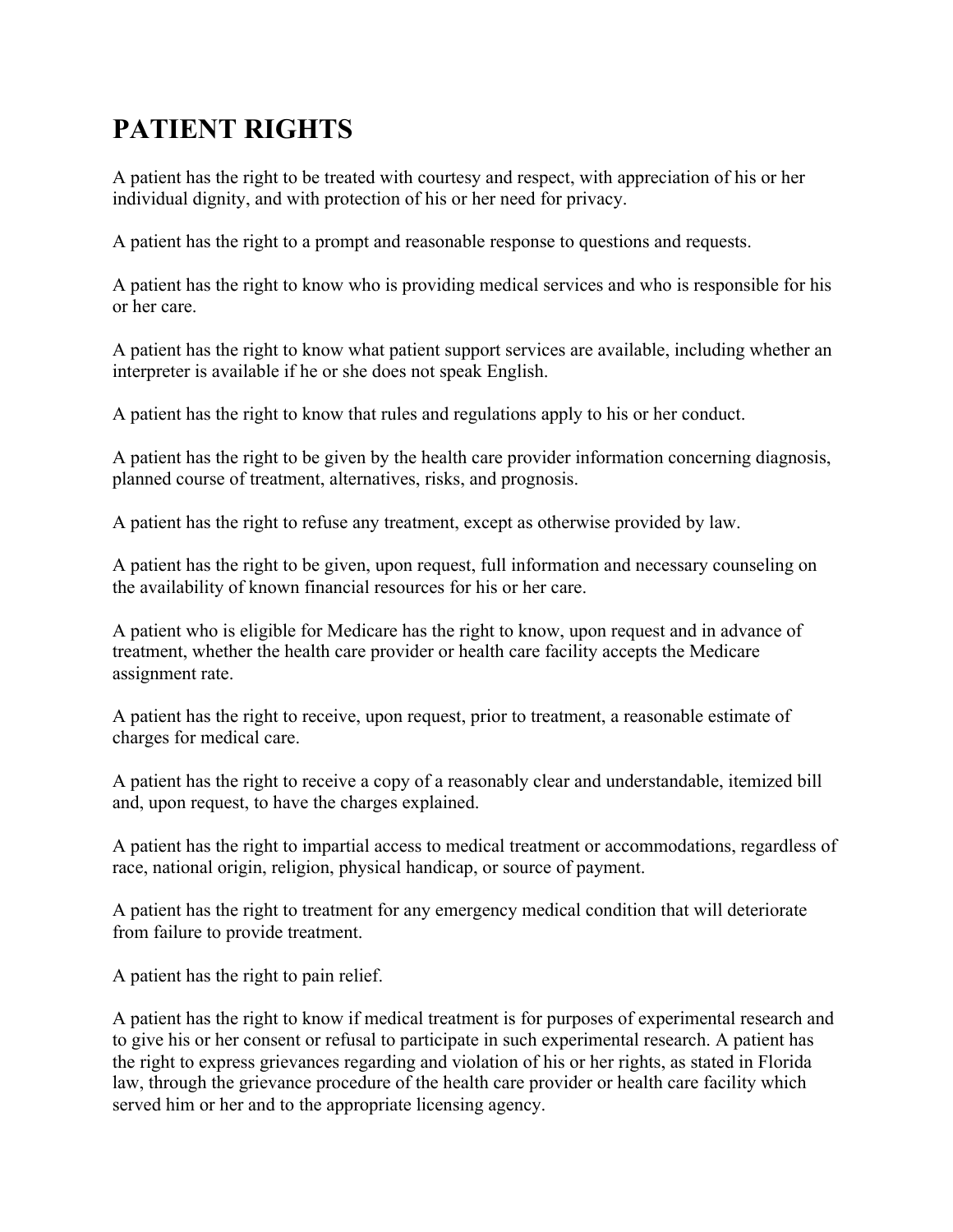# PATIENT RIGHTS

A patient has the right to be treated with courtesy and respect, with appreciation of his or her individual dignity, and with protection of his or her need for privacy.

A patient has the right to a prompt and reasonable response to questions and requests.

A patient has the right to know who is providing medical services and who is responsible for his or her care.

A patient has the right to know what patient support services are available, including whether an interpreter is available if he or she does not speak English.

A patient has the right to know that rules and regulations apply to his or her conduct.

A patient has the right to be given by the health care provider information concerning diagnosis, planned course of treatment, alternatives, risks, and prognosis.

A patient has the right to refuse any treatment, except as otherwise provided by law.

A patient has the right to be given, upon request, full information and necessary counseling on the availability of known financial resources for his or her care.

A patient who is eligible for Medicare has the right to know, upon request and in advance of treatment, whether the health care provider or health care facility accepts the Medicare assignment rate.

A patient has the right to receive, upon request, prior to treatment, a reasonable estimate of charges for medical care.

A patient has the right to receive a copy of a reasonably clear and understandable, itemized bill and, upon request, to have the charges explained.

A patient has the right to impartial access to medical treatment or accommodations, regardless of race, national origin, religion, physical handicap, or source of payment.

A patient has the right to treatment for any emergency medical condition that will deteriorate from failure to provide treatment.

A patient has the right to pain relief.

A patient has the right to know if medical treatment is for purposes of experimental research and to give his or her consent or refusal to participate in such experimental research. A patient has the right to express grievances regarding and violation of his or her rights, as stated in Florida law, through the grievance procedure of the health care provider or health care facility which served him or her and to the appropriate licensing agency.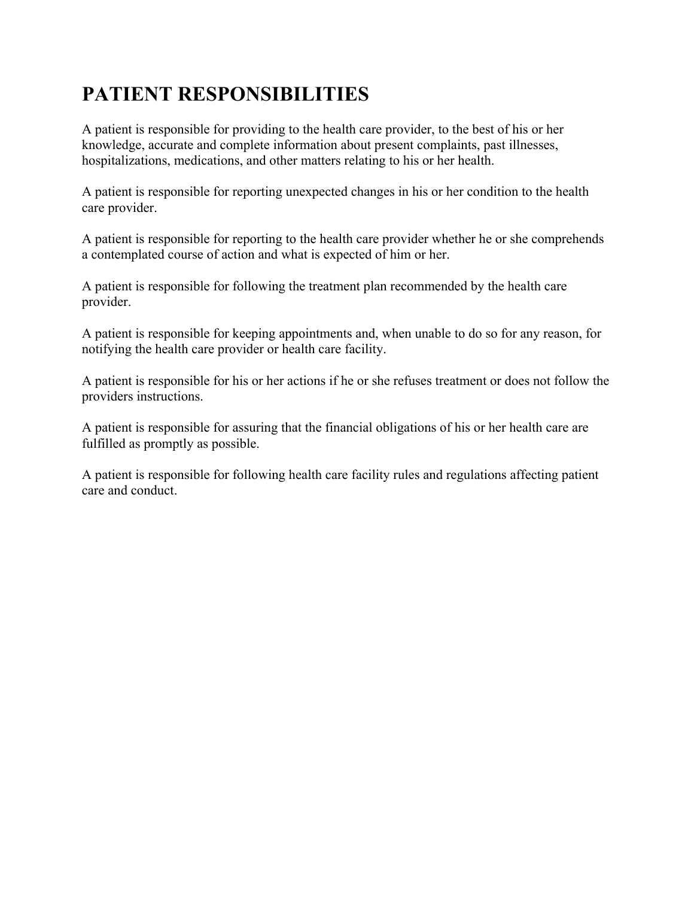# PATIENT RESPONSIBILITIES

A patient is responsible for providing to the health care provider, to the best of his or her knowledge, accurate and complete information about present complaints, past illnesses, hospitalizations, medications, and other matters relating to his or her health.

A patient is responsible for reporting unexpected changes in his or her condition to the health care provider.

A patient is responsible for reporting to the health care provider whether he or she comprehends a contemplated course of action and what is expected of him or her.

A patient is responsible for following the treatment plan recommended by the health care provider.

A patient is responsible for keeping appointments and, when unable to do so for any reason, for notifying the health care provider or health care facility.

A patient is responsible for his or her actions if he or she refuses treatment or does not follow the providers instructions.

A patient is responsible for assuring that the financial obligations of his or her health care are fulfilled as promptly as possible.

A patient is responsible for following health care facility rules and regulations affecting patient care and conduct.